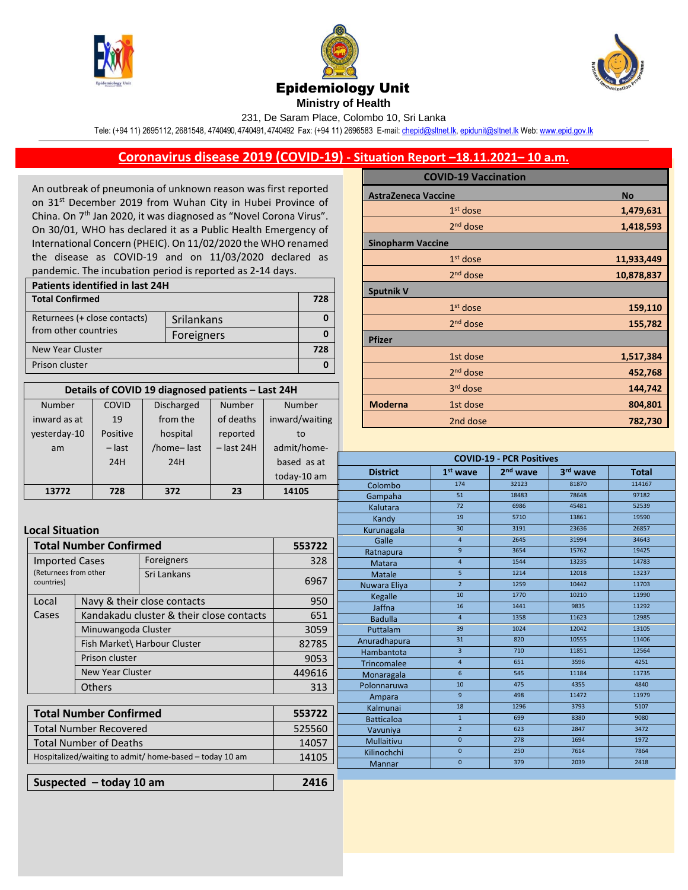# Epidemiology Unit

**Ministry of Health**

231, De Saram Place, Colombo 10, Sri Lanka

Tele: (+94 11) 2695112, 2681548, 4740490, 4740491, 4740492 Fax: (+94 11) 2696583 E-mail: chepid@sltnet.lk, epidunit@sltnet.lk Web: www.epid.gov.lk

## Coronavirus disease 2019 (COVID-19) - Situation Report –18.11.2021– 10 a.m.

An outbreak of pneumonia of unknown reason was first reported on 31st December 2019 from Wuhan City in Hubei Province of China. On 7th Jan 2020, it was diagnosed as "Novel Corona Virus". On 30/01, WHO has declared it as a Public Health Emergency of International Concern (PHEIC). On 11/02/2020 the WHO renamed the disease as COVID-19 and on 11/03/2020 declared as pandemic. The incubation period is reported as 2-14 days.

| Patients identified in last 24H | | |
|---|---|---|
| **Total Confirmed** | | **728** |
| Returnees (+ close contacts) from other countries | Srilankans | 0 |
| | Foreigners | 0 |
| New Year Cluster | | 728 |
| Prison cluster | | 0 |

| Details of COVID 19 diagnosed patients – Last 24H | | | | |
|---|---|---|---|---|
| Number inward as at yesterday-10 am | COVID 19 Positive – last 24H | Discharged from the hospital /home– last 24H | Number of deaths reported – last 24H | Number inward/waiting to admit/home-based as at today-10 am |
| **13772** | **728** | **372** | **23** | **14105** |

### Local Situation

| Total Number Confirmed | | | 553722 |
|---|---|---|---|
| Imported Cases (Returnees from other countries) | | Foreigners | 328 |
| | | Sri Lankans | 6967 |
| Local Cases | Navy & their close contacts | | 950 |
| | Kandakadu cluster & their close contacts | | 651 |
| | Minuwangoda Cluster | | 3059 |
| | Fish Market\ Harbour Cluster | | 82785 |
| | Prison cluster | | 9053 |
| | New Year Cluster | | 449616 |
| | Others | | 313 |

| Total Number Confirmed | 553722 |
|---|---|
| Total Number Recovered | 525560 |
| Total Number of Deaths | 14057 |
| Hospitalized/waiting to admit/ home-based – today 10 am | 14105 |

| Suspected – today 10 am | 2416 |
|---|---|

| COVID-19 Vaccination | | |
|---|---|---|
| **AstraZeneca Vaccine** | | **No** |
| | 1st dose | **1,479,631** |
| | 2nd dose | **1,418,593** |
| **Sinopharm Vaccine** | | |
| | 1st dose | **11,933,449** |
| | 2nd dose | **10,878,837** |
| **Sputnik V** | | |
| | 1st dose | **159,110** |
| | 2nd dose | **155,782** |
| **Pfizer** | | |
| | 1st dose | **1,517,384** |
| | 2nd dose | **452,768** |
| | 3rd dose | **144,742** |
| **Moderna** | 1st dose | **804,801** |
| | 2nd dose | **782,730** |

| COVID-19 - PCR Positives | | | | |
|---|---|---|---|---|
| **District** | **1st wave** | **2nd wave** | **3rd wave** | **Total** |
| Colombo | 174 | 32123 | 81870 | 114167 |
| Gampaha | 51 | 18483 | 78648 | 97182 |
| Kalutara | 72 | 6986 | 45481 | 52539 |
| Kandy | 19 | 5710 | 13861 | 19590 |
| Kurunagala | 30 | 3191 | 23636 | 26857 |
| Galle | 4 | 2645 | 31994 | 34643 |
| Ratnapura | 9 | 3654 | 15762 | 19425 |
| Matara | 4 | 1544 | 13235 | 14783 |
| Matale | 5 | 1214 | 12018 | 13237 |
| Nuwara Eliya | 2 | 1259 | 10442 | 11703 |
| Kegalle | 10 | 1770 | 10210 | 11990 |
| Jaffna | 16 | 1441 | 9835 | 11292 |
| Badulla | 4 | 1358 | 11623 | 12985 |
| Puttalam | 39 | 1024 | 12042 | 13105 |
| Anuradhapura | 31 | 820 | 10555 | 11406 |
| Hambantota | 3 | 710 | 11851 | 12564 |
| Trincomalee | 4 | 651 | 3596 | 4251 |
| Monaragala | 6 | 545 | 11184 | 11735 |
| Polonnaruwa | 10 | 475 | 4355 | 4840 |
| Ampara | 9 | 498 | 11472 | 11979 |
| Kalmunai | 18 | 1296 | 3793 | 5107 |
| Batticaloa | 1 | 699 | 8380 | 9080 |
| Vavuniya | 2 | 623 | 2847 | 3472 |
| Mullaitivu | 0 | 278 | 1694 | 1972 |
| Kilinochchi | 0 | 250 | 7614 | 7864 |
| Mannar | 0 | 379 | 2039 | 2418 |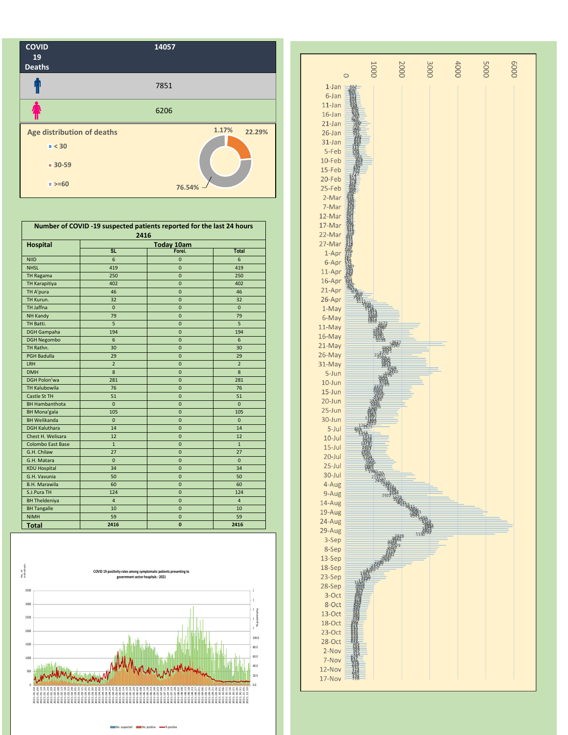| COVID 19 Deaths | 14057 |
|---|---|
| (Male) | 7851 |
| (Female) | 6206 |

**Age distribution of deaths**

< 30

30-59

>=60

1.17%

22.29%

76.54%

| Number of COVID -19 suspected patients reported for the last 24 hours 2416 | | | |
|---|---|---|---|
| **Hospital** | **Today 10am** | | |
| | **SL** | **Forei.** | **Total** |
| NIID | 6 | 0 | 6 |
| NHSL | 419 | 0 | 419 |
| TH Ragama | 250 | 0 | 250 |
| TH Karapitiya | 402 | 0 | 402 |
| TH A'pura | 46 | 0 | 46 |
| TH Kurun. | 32 | 0 | 32 |
| TH Jaffna | 0 | 0 | 0 |
| NH Kandy | 79 | 0 | 79 |
| TH Batti. | 5 | 0 | 5 |
| DGH Gampaha | 194 | 0 | 194 |
| DGH Negombo | 6 | 0 | 6 |
| TH Rathn. | 30 | 0 | 30 |
| PGH Badulla | 29 | 0 | 29 |
| LRH | 2 | 0 | 2 |
| DMH | 8 | 0 | 8 |
| DGH Polon'wa | 281 | 0 | 281 |
| TH Kalubowila | 76 | 0 | 76 |
| Castle St TH | 51 | 0 | 51 |
| BH Hambanthota | 0 | 0 | 0 |
| BH Mona'gala | 105 | 0 | 105 |
| BH Welikanda | 0 | 0 | 0 |
| DGH Kaluthara | 14 | 0 | 14 |
| Chest H. Welisara | 12 | 0 | 12 |
| Colombo East Base | 1 | 0 | 1 |
| G.H. Chilaw | 27 | 0 | 27 |
| G.H. Matara | 0 | 0 | 0 |
| KDU Hospital | 34 | 0 | 34 |
| G.H. Vavunia | 50 | 0 | 50 |
| B.H. Marawila | 60 | 0 | 60 |
| S.J.Pura TH | 124 | 0 | 124 |
| BH Theldeniya | 4 | 0 | 4 |
| BH Tangalle | 10 | 0 | 10 |
| NIMH | 59 | 0 | 59 |
| **Total** | **2416** | **0** | **2416** |

COVID 19 positivity rates among symptomatic patients presenting to government sector hospitals : 2021

No. of individuals

% positivity

No. suspected

No. positive

% positive